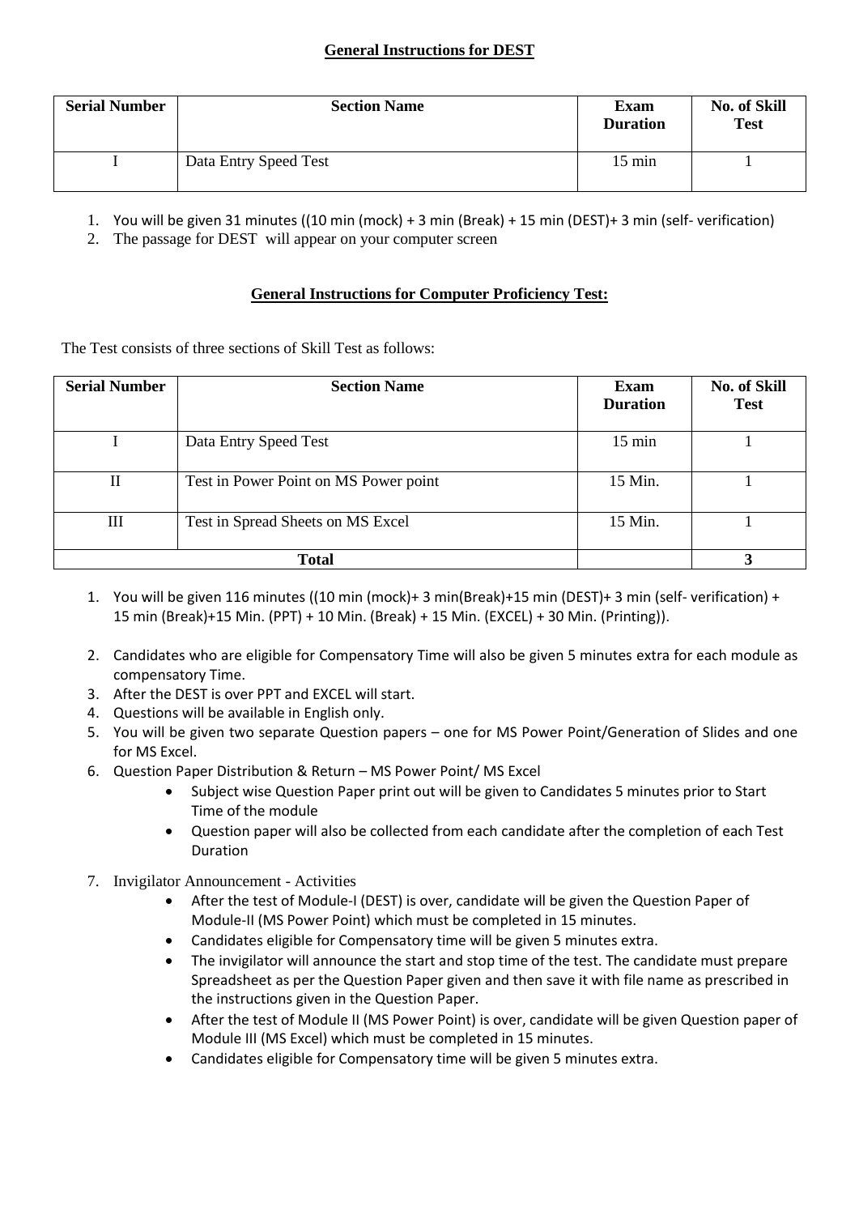## General Instructions for DEST

| Serial Number | Section Name | Exam Duration | No. of Skill Test |
|---|---|---|---|
| I | Data Entry Speed Test | 15 min | 1 |

1. You will be given 31 minutes ((10 min (mock) + 3 min (Break) + 15 min (DEST)+ 3 min (self- verification)
2. The passage for DEST will appear on your computer screen

## General Instructions for Computer Proficiency Test:

The Test consists of three sections of Skill Test as follows:

| Serial Number | Section Name | Exam Duration | No. of Skill Test |
|---|---|---|---|
| I | Data Entry Speed Test | 15 min | 1 |
| II | Test in Power Point on MS Power point | 15 Min. | 1 |
| III | Test in Spread Sheets on MS Excel | 15 Min. | 1 |
| Total | | | 3 |

1. You will be given 116 minutes ((10 min (mock)+ 3 min(Break)+15 min (DEST)+ 3 min (self- verification) + 15 min (Break)+15 Min. (PPT) + 10 Min. (Break) + 15 Min. (EXCEL) + 30 Min. (Printing)).
2. Candidates who are eligible for Compensatory Time will also be given 5 minutes extra for each module as compensatory Time.
3. After the DEST is over PPT and EXCEL will start.
4. Questions will be available in English only.
5. You will be given two separate Question papers – one for MS Power Point/Generation of Slides and one for MS Excel.
6. Question Paper Distribution & Return – MS Power Point/ MS Excel
   - Subject wise Question Paper print out will be given to Candidates 5 minutes prior to Start Time of the module
   - Question paper will also be collected from each candidate after the completion of each Test Duration
7. Invigilator Announcement - Activities
   - After the test of Module-I (DEST) is over, candidate will be given the Question Paper of Module-II (MS Power Point) which must be completed in 15 minutes.
   - Candidates eligible for Compensatory time will be given 5 minutes extra.
   - The invigilator will announce the start and stop time of the test. The candidate must prepare Spreadsheet as per the Question Paper given and then save it with file name as prescribed in the instructions given in the Question Paper.
   - After the test of Module II (MS Power Point) is over, candidate will be given Question paper of Module III (MS Excel) which must be completed in 15 minutes.
   - Candidates eligible for Compensatory time will be given 5 minutes extra.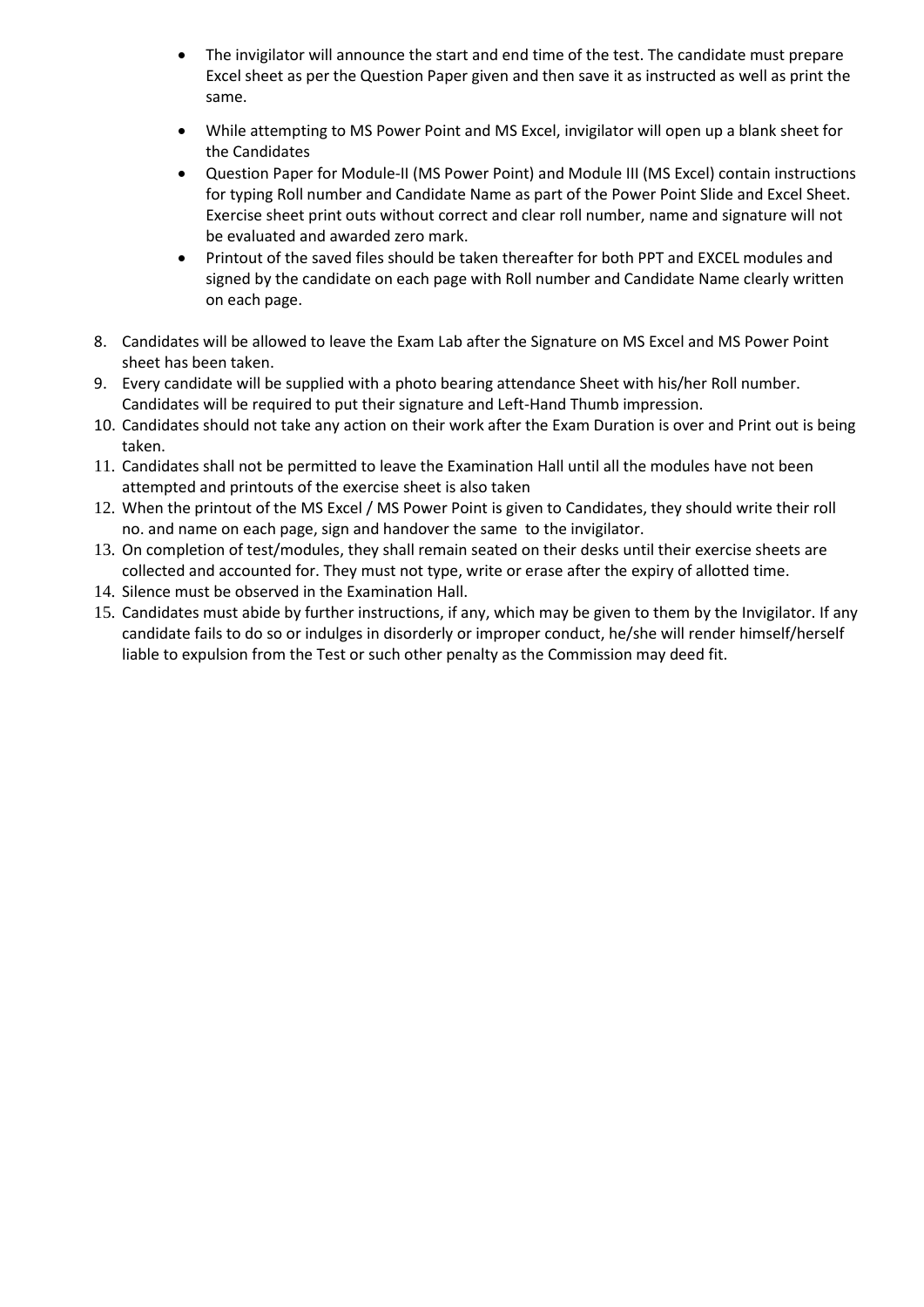- The invigilator will announce the start and end time of the test. The candidate must prepare Excel sheet as per the Question Paper given and then save it as instructed as well as print the same.
- While attempting to MS Power Point and MS Excel, invigilator will open up a blank sheet for the Candidates
- Question Paper for Module-II (MS Power Point) and Module III (MS Excel) contain instructions for typing Roll number and Candidate Name as part of the Power Point Slide and Excel Sheet. Exercise sheet print outs without correct and clear roll number, name and signature will not be evaluated and awarded zero mark.
- Printout of the saved files should be taken thereafter for both PPT and EXCEL modules and signed by the candidate on each page with Roll number and Candidate Name clearly written on each page.

8. Candidates will be allowed to leave the Exam Lab after the Signature on MS Excel and MS Power Point sheet has been taken.
9. Every candidate will be supplied with a photo bearing attendance Sheet with his/her Roll number. Candidates will be required to put their signature and Left-Hand Thumb impression.
10. Candidates should not take any action on their work after the Exam Duration is over and Print out is being taken.
11. Candidates shall not be permitted to leave the Examination Hall until all the modules have not been attempted and printouts of the exercise sheet is also taken
12. When the printout of the MS Excel / MS Power Point is given to Candidates, they should write their roll no. and name on each page, sign and handover the same to the invigilator.
13. On completion of test/modules, they shall remain seated on their desks until their exercise sheets are collected and accounted for. They must not type, write or erase after the expiry of allotted time.
14. Silence must be observed in the Examination Hall.
15. Candidates must abide by further instructions, if any, which may be given to them by the Invigilator. If any candidate fails to do so or indulges in disorderly or improper conduct, he/she will render himself/herself liable to expulsion from the Test or such other penalty as the Commission may deed fit.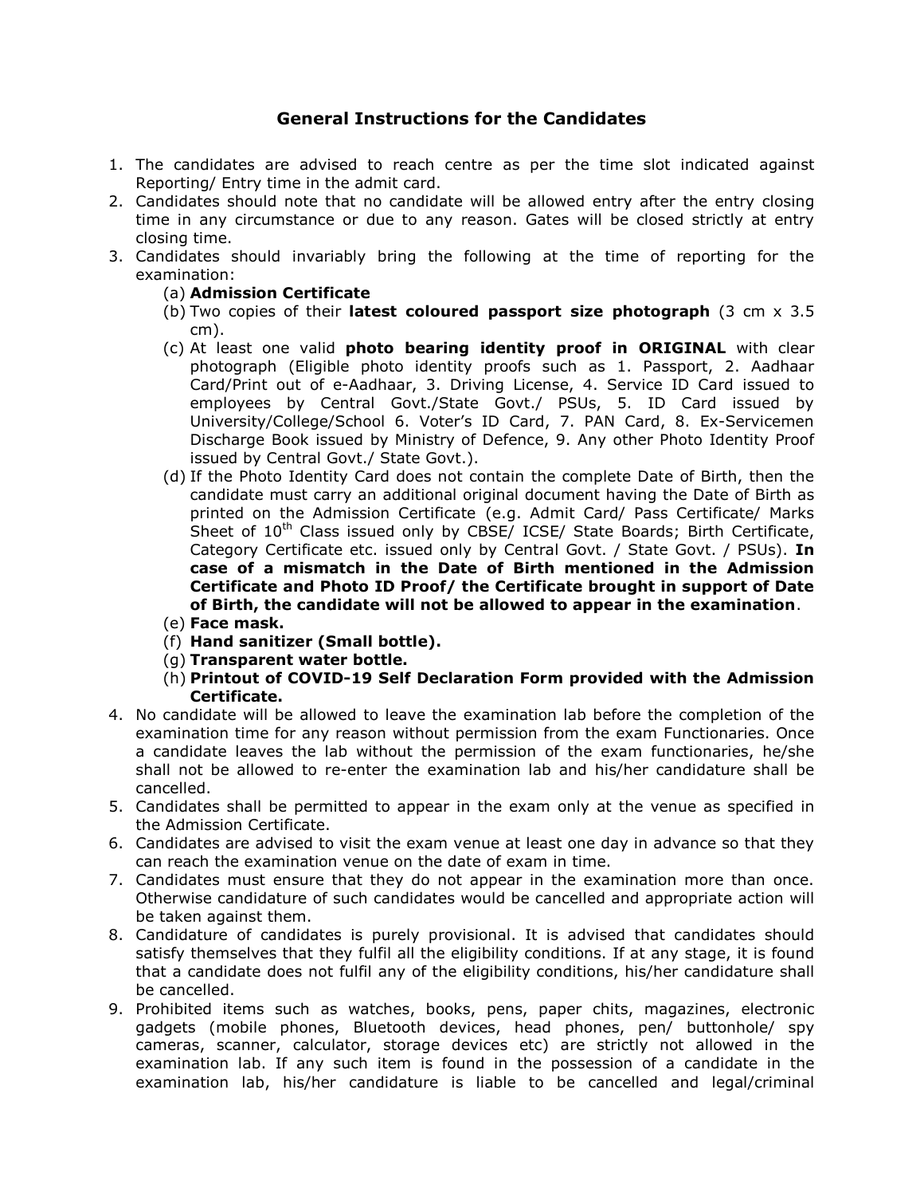## General Instructions for the Candidates

1. The candidates are advised to reach centre as per the time slot indicated against Reporting/ Entry time in the admit card.
2. Candidates should note that no candidate will be allowed entry after the entry closing time in any circumstance or due to any reason. Gates will be closed strictly at entry closing time.
3. Candidates should invariably bring the following at the time of reporting for the examination:
   (a) **Admission Certificate**
   (b) Two copies of their **latest coloured passport size photograph** (3 cm x 3.5 cm).
   (c) At least one valid **photo bearing identity proof in ORIGINAL** with clear photograph (Eligible photo identity proofs such as 1. Passport, 2. Aadhaar Card/Print out of e-Aadhaar, 3. Driving License, 4. Service ID Card issued to employees by Central Govt./State Govt./ PSUs, 5. ID Card issued by University/College/School 6. Voter's ID Card, 7. PAN Card, 8. Ex-Servicemen Discharge Book issued by Ministry of Defence, 9. Any other Photo Identity Proof issued by Central Govt./ State Govt.).
   (d) If the Photo Identity Card does not contain the complete Date of Birth, then the candidate must carry an additional original document having the Date of Birth as printed on the Admission Certificate (e.g. Admit Card/ Pass Certificate/ Marks Sheet of 10th Class issued only by CBSE/ ICSE/ State Boards; Birth Certificate, Category Certificate etc. issued only by Central Govt. / State Govt. / PSUs). **In case of a mismatch in the Date of Birth mentioned in the Admission Certificate and Photo ID Proof/ the Certificate brought in support of Date of Birth, the candidate will not be allowed to appear in the examination**.
   (e) **Face mask.**
   (f) **Hand sanitizer (Small bottle).**
   (g) **Transparent water bottle.**
   (h) **Printout of COVID-19 Self Declaration Form provided with the Admission Certificate.**
4. No candidate will be allowed to leave the examination lab before the completion of the examination time for any reason without permission from the exam Functionaries. Once a candidate leaves the lab without the permission of the exam functionaries, he/she shall not be allowed to re-enter the examination lab and his/her candidature shall be cancelled.
5. Candidates shall be permitted to appear in the exam only at the venue as specified in the Admission Certificate.
6. Candidates are advised to visit the exam venue at least one day in advance so that they can reach the examination venue on the date of exam in time.
7. Candidates must ensure that they do not appear in the examination more than once. Otherwise candidature of such candidates would be cancelled and appropriate action will be taken against them.
8. Candidature of candidates is purely provisional. It is advised that candidates should satisfy themselves that they fulfil all the eligibility conditions. If at any stage, it is found that a candidate does not fulfil any of the eligibility conditions, his/her candidature shall be cancelled.
9. Prohibited items such as watches, books, pens, paper chits, magazines, electronic gadgets (mobile phones, Bluetooth devices, head phones, pen/ buttonhole/ spy cameras, scanner, calculator, storage devices etc) are strictly not allowed in the examination lab. If any such item is found in the possession of a candidate in the examination lab, his/her candidature is liable to be cancelled and legal/criminal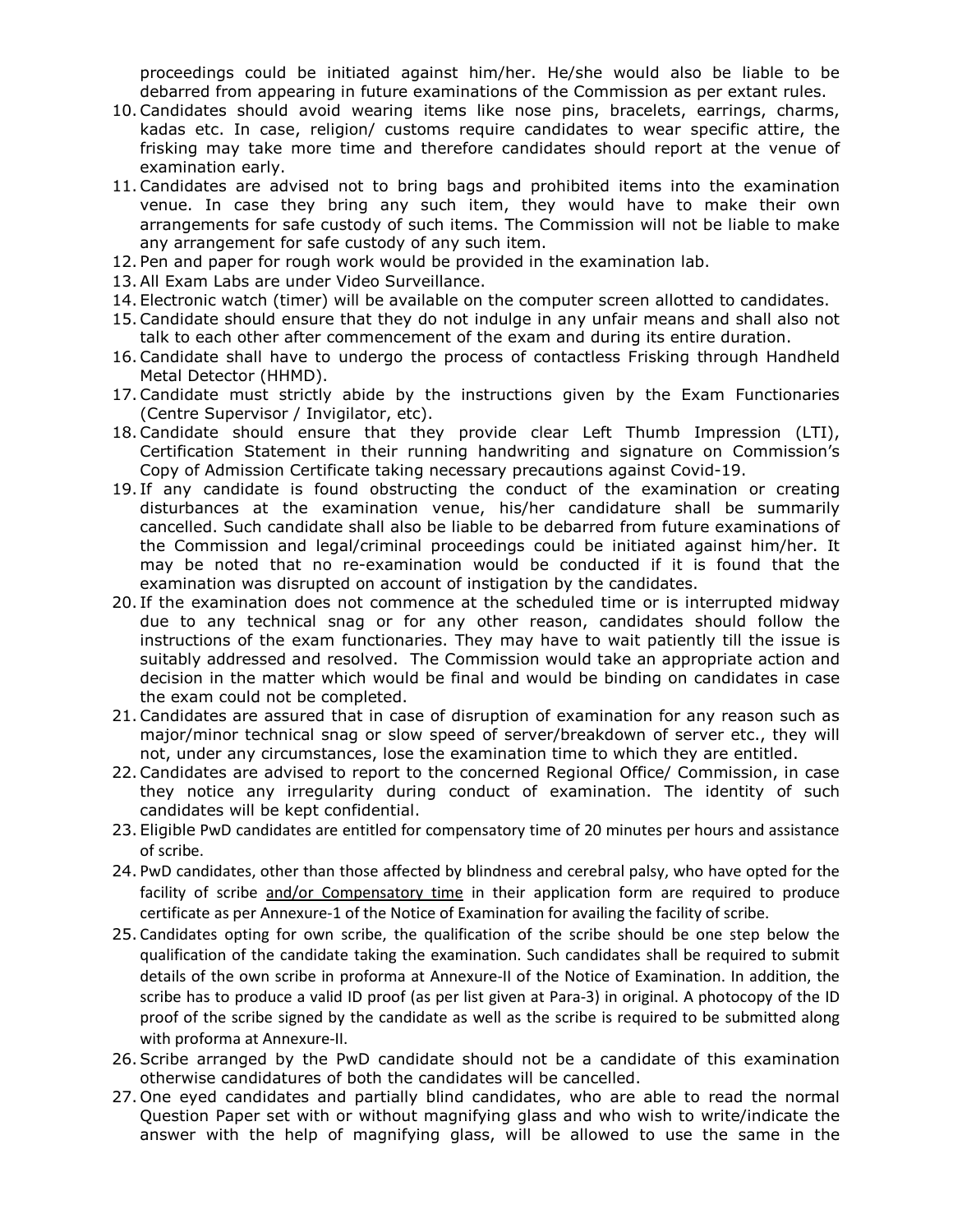proceedings could be initiated against him/her. He/she would also be liable to be debarred from appearing in future examinations of the Commission as per extant rules.

10. Candidates should avoid wearing items like nose pins, bracelets, earrings, charms, kadas etc. In case, religion/ customs require candidates to wear specific attire, the frisking may take more time and therefore candidates should report at the venue of examination early.
11. Candidates are advised not to bring bags and prohibited items into the examination venue. In case they bring any such item, they would have to make their own arrangements for safe custody of such items. The Commission will not be liable to make any arrangement for safe custody of any such item.
12. Pen and paper for rough work would be provided in the examination lab.
13. All Exam Labs are under Video Surveillance.
14. Electronic watch (timer) will be available on the computer screen allotted to candidates.
15. Candidate should ensure that they do not indulge in any unfair means and shall also not talk to each other after commencement of the exam and during its entire duration.
16. Candidate shall have to undergo the process of contactless Frisking through Handheld Metal Detector (HHMD).
17. Candidate must strictly abide by the instructions given by the Exam Functionaries (Centre Supervisor / Invigilator, etc).
18. Candidate should ensure that they provide clear Left Thumb Impression (LTI), Certification Statement in their running handwriting and signature on Commission's Copy of Admission Certificate taking necessary precautions against Covid-19.
19. If any candidate is found obstructing the conduct of the examination or creating disturbances at the examination venue, his/her candidature shall be summarily cancelled. Such candidate shall also be liable to be debarred from future examinations of the Commission and legal/criminal proceedings could be initiated against him/her. It may be noted that no re-examination would be conducted if it is found that the examination was disrupted on account of instigation by the candidates.
20. If the examination does not commence at the scheduled time or is interrupted midway due to any technical snag or for any other reason, candidates should follow the instructions of the exam functionaries. They may have to wait patiently till the issue is suitably addressed and resolved. The Commission would take an appropriate action and decision in the matter which would be final and would be binding on candidates in case the exam could not be completed.
21. Candidates are assured that in case of disruption of examination for any reason such as major/minor technical snag or slow speed of server/breakdown of server etc., they will not, under any circumstances, lose the examination time to which they are entitled.
22. Candidates are advised to report to the concerned Regional Office/ Commission, in case they notice any irregularity during conduct of examination. The identity of such candidates will be kept confidential.
23. Eligible PwD candidates are entitled for compensatory time of 20 minutes per hours and assistance of scribe.
24. PwD candidates, other than those affected by blindness and cerebral palsy, who have opted for the facility of scribe and/or Compensatory time in their application form are required to produce certificate as per Annexure-1 of the Notice of Examination for availing the facility of scribe.
25. Candidates opting for own scribe, the qualification of the scribe should be one step below the qualification of the candidate taking the examination. Such candidates shall be required to submit details of the own scribe in proforma at Annexure-II of the Notice of Examination. In addition, the scribe has to produce a valid ID proof (as per list given at Para-3) in original. A photocopy of the ID proof of the scribe signed by the candidate as well as the scribe is required to be submitted along with proforma at Annexure-II.
26. Scribe arranged by the PwD candidate should not be a candidate of this examination otherwise candidatures of both the candidates will be cancelled.
27. One eyed candidates and partially blind candidates, who are able to read the normal Question Paper set with or without magnifying glass and who wish to write/indicate the answer with the help of magnifying glass, will be allowed to use the same in the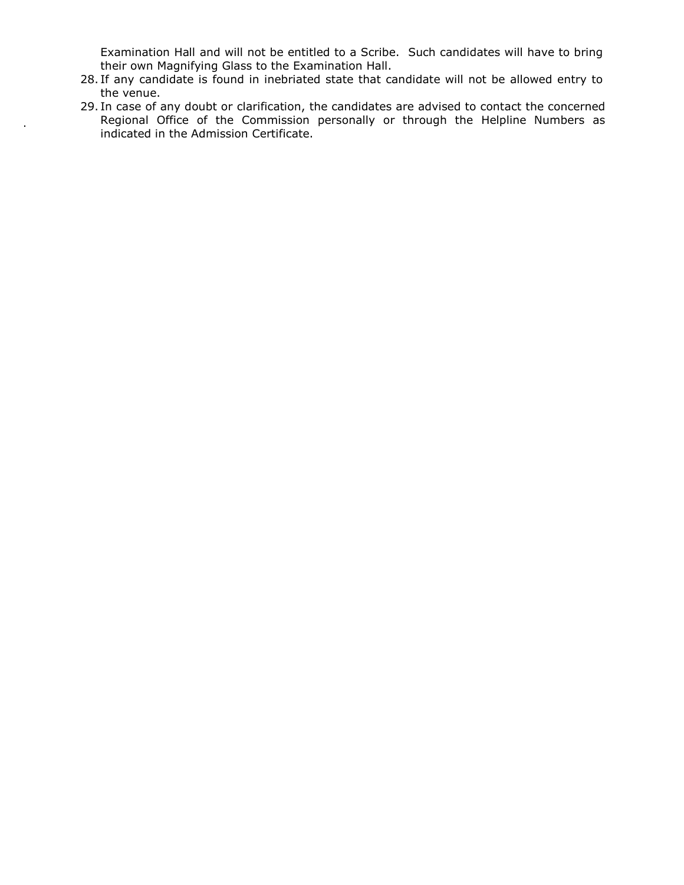Examination Hall and will not be entitled to a Scribe. Such candidates will have to bring their own Magnifying Glass to the Examination Hall.

28. If any candidate is found in inebriated state that candidate will not be allowed entry to the venue.
29. In case of any doubt or clarification, the candidates are advised to contact the concerned Regional Office of the Commission personally or through the Helpline Numbers as indicated in the Admission Certificate.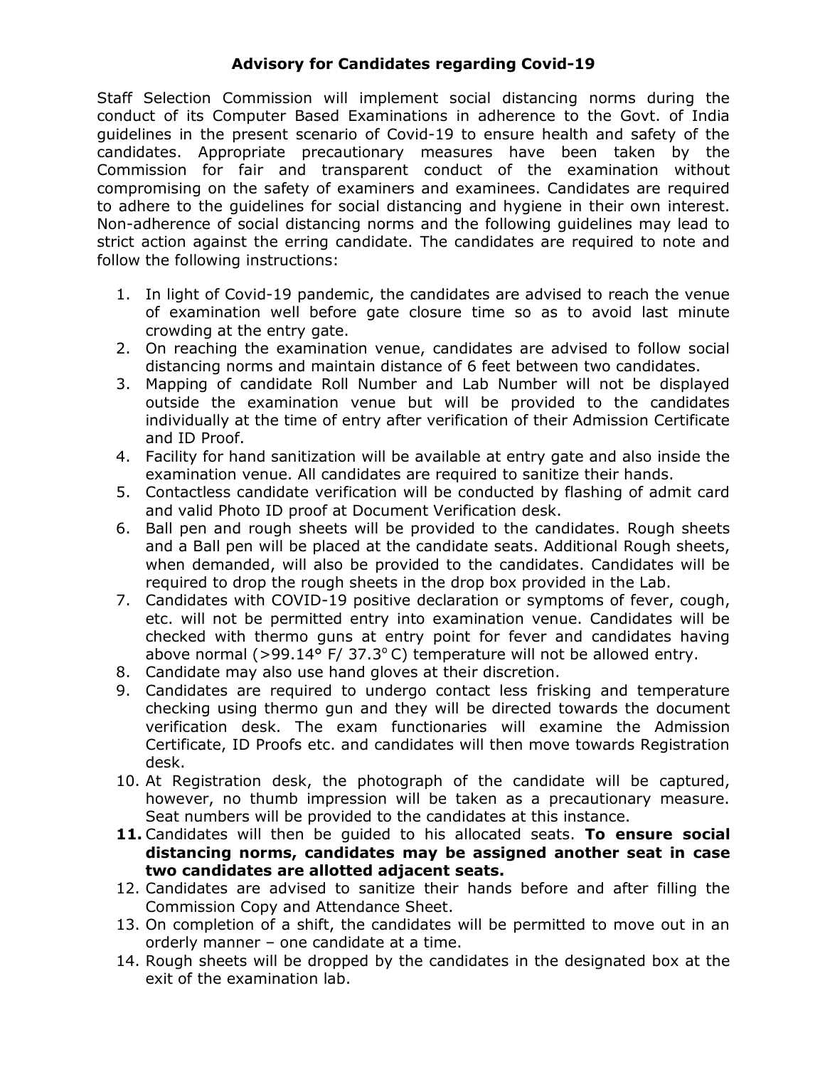## Advisory for Candidates regarding Covid-19

Staff Selection Commission will implement social distancing norms during the conduct of its Computer Based Examinations in adherence to the Govt. of India guidelines in the present scenario of Covid-19 to ensure health and safety of the candidates. Appropriate precautionary measures have been taken by the Commission for fair and transparent conduct of the examination without compromising on the safety of examiners and examinees. Candidates are required to adhere to the guidelines for social distancing and hygiene in their own interest. Non-adherence of social distancing norms and the following guidelines may lead to strict action against the erring candidate. The candidates are required to note and follow the following instructions:

1. In light of Covid-19 pandemic, the candidates are advised to reach the venue of examination well before gate closure time so as to avoid last minute crowding at the entry gate.
2. On reaching the examination venue, candidates are advised to follow social distancing norms and maintain distance of 6 feet between two candidates.
3. Mapping of candidate Roll Number and Lab Number will not be displayed outside the examination venue but will be provided to the candidates individually at the time of entry after verification of their Admission Certificate and ID Proof.
4. Facility for hand sanitization will be available at entry gate and also inside the examination venue. All candidates are required to sanitize their hands.
5. Contactless candidate verification will be conducted by flashing of admit card and valid Photo ID proof at Document Verification desk.
6. Ball pen and rough sheets will be provided to the candidates. Rough sheets and a Ball pen will be placed at the candidate seats. Additional Rough sheets, when demanded, will also be provided to the candidates. Candidates will be required to drop the rough sheets in the drop box provided in the Lab.
7. Candidates with COVID-19 positive declaration or symptoms of fever, cough, etc. will not be permitted entry into examination venue. Candidates will be checked with thermo guns at entry point for fever and candidates having above normal (>99.14° F/ 37.3° C) temperature will not be allowed entry.
8. Candidate may also use hand gloves at their discretion.
9. Candidates are required to undergo contact less frisking and temperature checking using thermo gun and they will be directed towards the document verification desk. The exam functionaries will examine the Admission Certificate, ID Proofs etc. and candidates will then move towards Registration desk.
10. At Registration desk, the photograph of the candidate will be captured, however, no thumb impression will be taken as a precautionary measure. Seat numbers will be provided to the candidates at this instance.
11. Candidates will then be guided to his allocated seats. **To ensure social distancing norms, candidates may be assigned another seat in case two candidates are allotted adjacent seats.**
12. Candidates are advised to sanitize their hands before and after filling the Commission Copy and Attendance Sheet.
13. On completion of a shift, the candidates will be permitted to move out in an orderly manner – one candidate at a time.
14. Rough sheets will be dropped by the candidates in the designated box at the exit of the examination lab.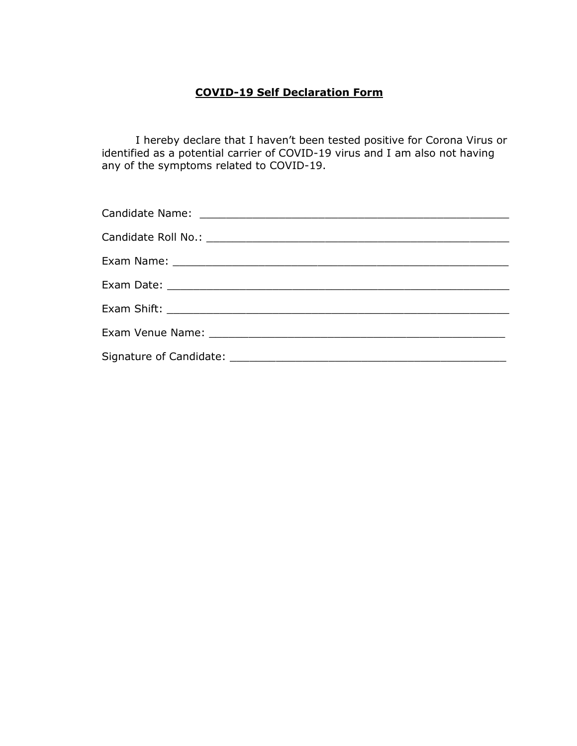## COVID-19 Self Declaration Form

I hereby declare that I haven't been tested positive for Corona Virus or identified as a potential carrier of COVID-19 virus and I am also not having any of the symptoms related to COVID-19.

Candidate Name: ______________________________________________

Candidate Roll No.: ______________________________________________

Exam Name: ______________________________________________

Exam Date: ______________________________________________

Exam Shift: ______________________________________________

Exam Venue Name: ______________________________________________

Signature of Candidate: ______________________________________________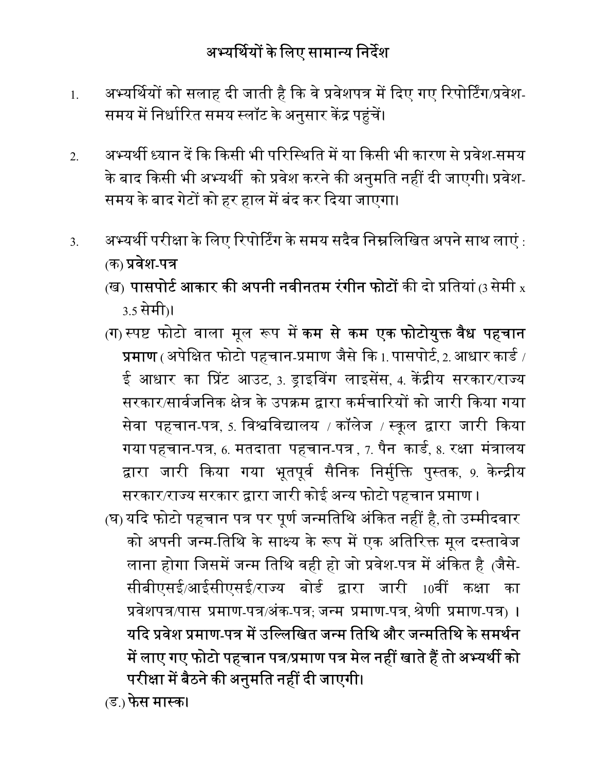## अभ्यर्थियों के लिए सामान्य निर्देश

1. अभ्यर्थियों को सलाह दी जाती है कि वे प्रवेशपत्र में दिए गए रिपोर्टिंग/प्रवेश-समय में निर्धारित समय स्लॉट के अनुसार केंद्र पहुंचें।

2. अभ्यर्थी ध्यान दें कि किसी भी परिस्थिति में या किसी भी कारण से प्रवेश-समय के बाद किसी भी अभ्यर्थी को प्रवेश करने की अनुमति नहीं दी जाएगी। प्रवेश-समय के बाद गेटों को हर हाल में बंद कर दिया जाएगा।

3. अभ्यर्थी परीक्षा के लिए रिपोर्टिंग के समय सदैव निम्नलिखित अपने साथ लाएं :

   (क) **प्रवेश-पत्र**

   (ख) **पासपोर्ट आकार की अपनी नवीनतम रंगीन फोटों** की दो प्रतियां (3 सेमी x 3.5 सेमी)।

   (ग) स्पष्ट फोटो वाला मूल रूप में **कम से कम एक फोटोयुक्त वैध पहचान प्रमाण** ( अपेक्षित फोटो पहचान-प्रमाण जैसे कि 1. पासपोर्ट, 2. आधार कार्ड / ई आधार का प्रिंट आउट, 3. ड्राइविंग लाइसेंस, 4. केंद्रीय सरकार/राज्य सरकार/सार्वजनिक क्षेत्र के उपक्रम द्वारा कर्मचारियों को जारी किया गया सेवा पहचान-पत्र, 5. विश्वविद्यालय / कॉलेज / स्कूल द्वारा जारी किया गया पहचान-पत्र, 6. मतदाता पहचान-पत्र , 7. पैन कार्ड, 8. रक्षा मंत्रालय द्वारा जारी किया गया भूतपूर्व सैनिक निर्मुक्ति पुस्तक, 9. केन्द्रीय सरकार/राज्य सरकार द्वारा जारी कोई अन्य फोटो पहचान प्रमाण।

   (घ) यदि फोटो पहचान पत्र पर पूर्ण जन्मतिथि अंकित नहीं है, तो उम्मीदवार को अपनी जन्म-तिथि के साक्ष्य के रूप में एक अतिरिक्त मूल दस्तावेज लाना होगा जिसमें जन्म तिथि वही हो जो प्रवेश-पत्र में अंकित है (जैसे- सीबीएसई/आईसीएसई/राज्य बोर्ड द्वारा जारी 10वीं कक्षा का प्रवेशपत्र/पास प्रमाण-पत्र/अंक-पत्र; जन्म प्रमाण-पत्र, श्रेणी प्रमाण-पत्र) । **यदि प्रवेश प्रमाण-पत्र में उल्लिखित जन्म तिथि और जन्मतिथि के समर्थन में लाए गए फोटो पहचान पत्र/प्रमाण पत्र मेल नहीं खाते हैं तो अभ्यर्थी को परीक्षा में बैठने की अनुमति नहीं दी जाएगी।**

   (ङ.) **फेस मास्क।**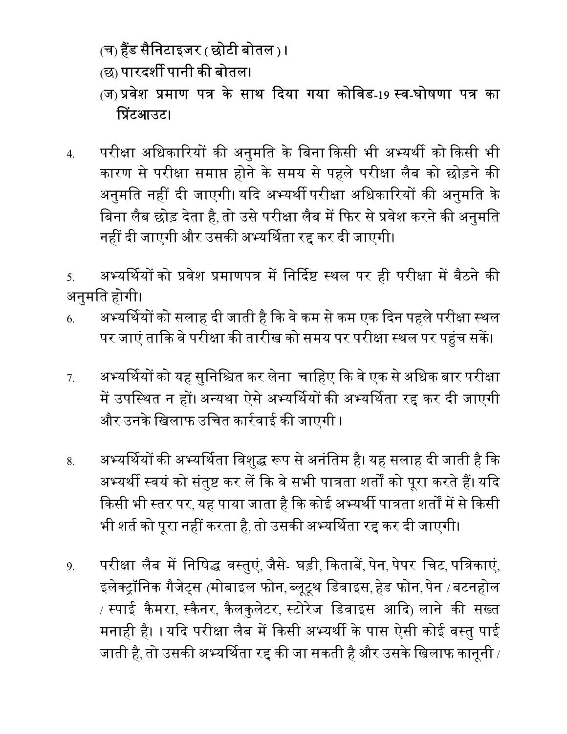(च) **हैंड सैनिटाइजर ( छोटी बोतल )।**

(छ) **पारदर्शी पानी की बोतल।**

(ज) **प्रवेश प्रमाण पत्र के साथ दिया गया कोविड-19 स्व-घोषणा पत्र का प्रिंटआउट।**

4. परीक्षा अधिकारियों की अनुमति के बिना किसी भी अभ्यर्थी को किसी भी कारण से परीक्षा समाप्त होने के समय से पहले परीक्षा लैब को छोड़ने की अनुमति नहीं दी जाएगी। यदि अभ्यर्थी परीक्षा अधिकारियों की अनुमति के बिना लैब छोड़ देता है, तो उसे परीक्षा लैब में फिर से प्रवेश करने की अनुमति नहीं दी जाएगी और उसकी अभ्यर्थिता रद्द कर दी जाएगी।

5. अभ्यर्थियों को प्रवेश प्रमाणपत्र में निर्दिष्ट स्थल पर ही परीक्षा में बैठने की अनुमति होगी।

6. अभ्यर्थियों को सलाह दी जाती है कि वे कम से कम एक दिन पहले परीक्षा स्थल पर जाएं ताकि वे परीक्षा की तारीख को समय पर परीक्षा स्थल पर पहुंच सकें।

7. अभ्यर्थियों को यह सुनिश्चित कर लेना चाहिए कि वे एक से अधिक बार परीक्षा में उपस्थित न हों। अन्यथा ऐसे अभ्यर्थियों की अभ्यर्थिता रद्द कर दी जाएगी और उनके खिलाफ उचित कार्रवाई की जाएगी।

8. अभ्यर्थियों की अभ्यर्थिता विशुद्ध रूप से अनंतिम है। यह सलाह दी जाती है कि अभ्यर्थी स्वयं को संतुष्ट कर लें कि वे सभी पात्रता शर्तों को पूरा करते हैं। यदि किसी भी स्तर पर, यह पाया जाता है कि कोई अभ्यर्थी पात्रता शर्तों में से किसी भी शर्त को पूरा नहीं करता है, तो उसकी अभ्यर्थिता रद्द कर दी जाएगी।

9. परीक्षा लैब में निषिद्ध वस्तुएं, जैसे- घड़ी, किताबें, पेन, पेपर चिट, पत्रिकाएं, इलेक्ट्रॉनिक गैजेट्स (मोबाइल फोन, ब्लूटूथ डिवाइस, हेड फोन, पेन / बटनहोल / स्पाई कैमरा, स्कैनर, कैलकुलेटर, स्टोरेज डिवाइस आदि) लाने की सख्त मनाही है। । यदि परीक्षा लैब में किसी अभ्यर्थी के पास ऐसी कोई वस्तु पाई जाती है, तो उसकी अभ्यर्थिता रद्द की जा सकती है और उसके खिलाफ कानूनी /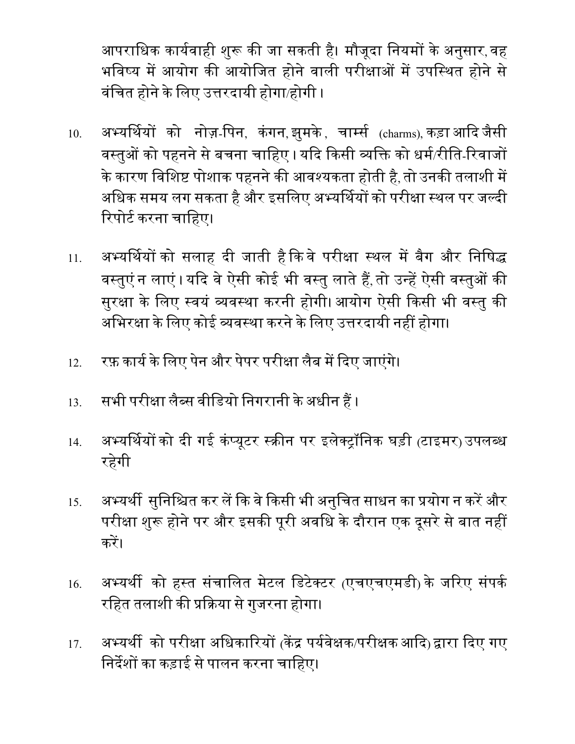आपराधिक कार्यवाही शुरू की जा सकती है। मौजूदा नियमों के अनुसार, वह भविष्य में आयोग की आयोजित होने वाली परीक्षाओं में उपस्थित होने से वंचित होने के लिए उत्तरदायी होगा/होगी।

10. अभ्यर्थियों को नोज़-पिन, कंगन, झुमके, चार्म्स (charms), कड़ा आदि जैसी वस्तुओं को पहनने से बचना चाहिए। यदि किसी व्यक्ति को धर्म/रीति-रिवाजों के कारण विशिष्ट पोशाक पहनने की आवश्यकता होती है, तो उनकी तलाशी में अधिक समय लग सकता है और इसलिए अभ्यर्थियों को परीक्षा स्थल पर जल्दी रिपोर्ट करना चाहिए।

11. अभ्यर्थियों को सलाह दी जाती है कि वे परीक्षा स्थल में बैग और निषिद्ध वस्तुएं न लाएं। यदि वे ऐसी कोई भी वस्तु लाते हैं, तो उन्हें ऐसी वस्तुओं की सुरक्षा के लिए स्वयं व्यवस्था करनी होगी। आयोग ऐसी किसी भी वस्तु की अभिरक्षा के लिए कोई व्यवस्था करने के लिए उत्तरदायी नहीं होगा।

12. रफ़ कार्य के लिए पेन और पेपर परीक्षा लैब में दिए जाएंगे।

13. सभी परीक्षा लैब्स वीडियो निगरानी के अधीन हैं।

14. अभ्यर्थियों को दी गई कंप्यूटर स्क्रीन पर इलेक्ट्रॉनिक घड़ी (टाइमर) उपलब्ध रहेगी

15. अभ्यर्थी सुनिश्चित कर लें कि वे किसी भी अनुचित साधन का प्रयोग न करें और परीक्षा शुरू होने पर और इसकी पूरी अवधि के दौरान एक दूसरे से बात नहीं करें।

16. अभ्यर्थी को हस्त संचालित मेटल डिटेक्टर (एचएचएमडी) के जरिए संपर्क रहित तलाशी की प्रक्रिया से गुजरना होगा।

17. अभ्यर्थी को परीक्षा अधिकारियों (केंद्र पर्यवेक्षक/परीक्षक आदि) द्वारा दिए गए निर्देशों का कड़ाई से पालन करना चाहिए।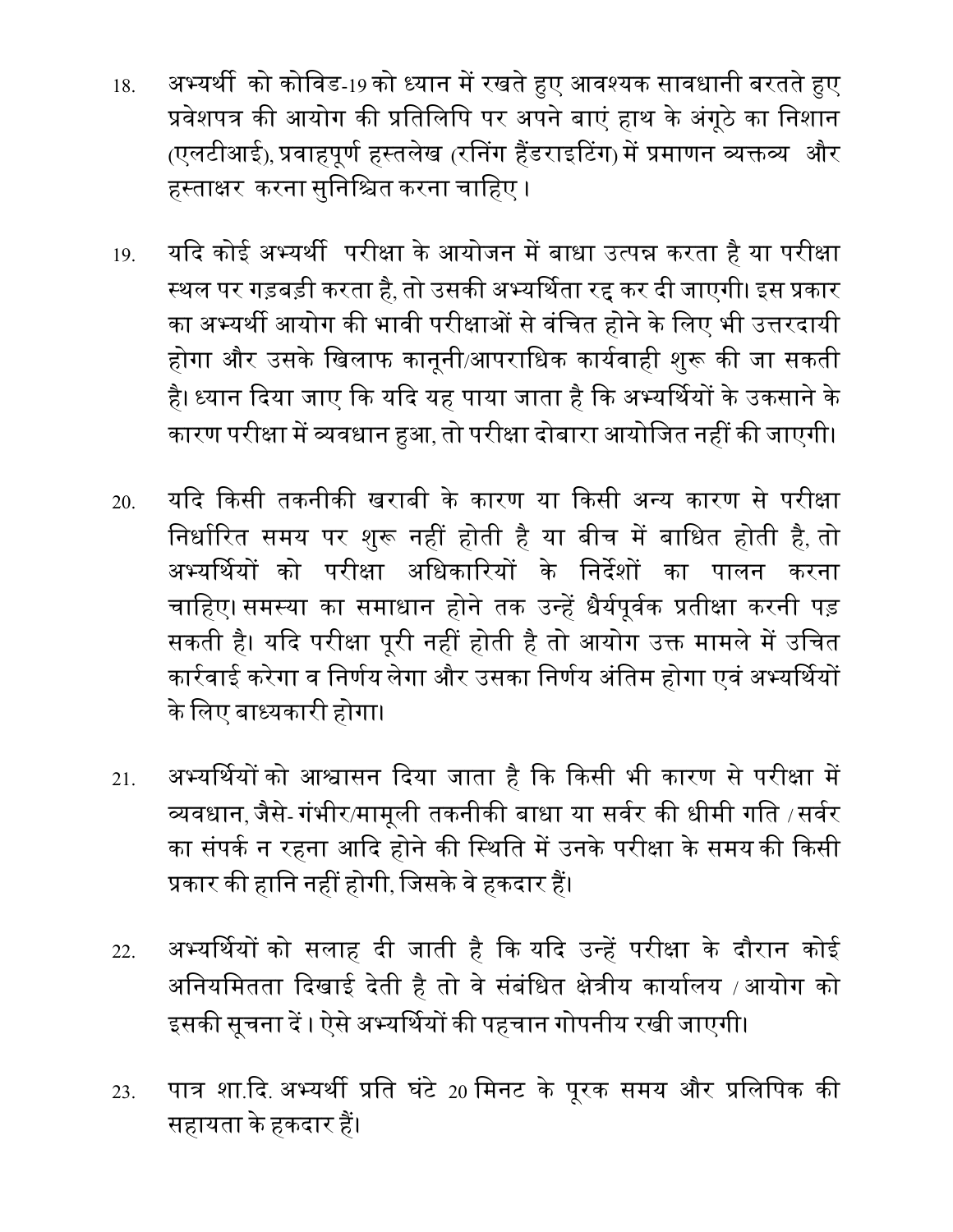18. अभ्यर्थी को कोविड-19 को ध्यान में रखते हुए आवश्यक सावधानी बरतते हुए प्रवेशपत्र की आयोग की प्रतिलिपि पर अपने बाएं हाथ के अंगूठे का निशान (एलटीआई), प्रवाहपूर्ण हस्तलेख (रनिंग हैंडराइटिंग) में प्रमाणन व्यक्तव्य और हस्ताक्षर करना सुनिश्चित करना चाहिए।

19. यदि कोई अभ्यर्थी परीक्षा के आयोजन में बाधा उत्पन्न करता है या परीक्षा स्थल पर गड़बड़ी करता है, तो उसकी अभ्यर्थिता रद्द कर दी जाएगी। इस प्रकार का अभ्यर्थी आयोग की भावी परीक्षाओं से वंचित होने के लिए भी उत्तरदायी होगा और उसके खिलाफ कानूनी/आपराधिक कार्यवाही शुरू की जा सकती है। ध्यान दिया जाए कि यदि यह पाया जाता है कि अभ्यर्थियों के उकसाने के कारण परीक्षा में व्यवधान हुआ, तो परीक्षा दोबारा आयोजित नहीं की जाएगी।

20. यदि किसी तकनीकी खराबी के कारण या किसी अन्य कारण से परीक्षा निर्धारित समय पर शुरू नहीं होती है या बीच में बाधित होती है, तो अभ्यर्थियों को परीक्षा अधिकारियों के निर्देशों का पालन करना चाहिए। समस्या का समाधान होने तक उन्हें धैर्यपूर्वक प्रतीक्षा करनी पड़ सकती है। यदि परीक्षा पूरी नहीं होती है तो आयोग उक्त मामले में उचित कार्रवाई करेगा व निर्णय लेगा और उसका निर्णय अंतिम होगा एवं अभ्यर्थियों के लिए बाध्यकारी होगा।

21. अभ्यर्थियों को आश्वासन दिया जाता है कि किसी भी कारण से परीक्षा में व्यवधान, जैसे- गंभीर/मामूली तकनीकी बाधा या सर्वर की धीमी गति / सर्वर का संपर्क न रहना आदि होने की स्थिति में उनके परीक्षा के समय की किसी प्रकार की हानि नहीं होगी, जिसके वे हकदार हैं।

22. अभ्यर्थियों को सलाह दी जाती है कि यदि उन्हें परीक्षा के दौरान कोई अनियमितता दिखाई देती है तो वे संबंधित क्षेत्रीय कार्यालय / आयोग को इसकी सूचना दें। ऐसे अभ्यर्थियों की पहचान गोपनीय रखी जाएगी।

23. पात्र शा.दि. अभ्यर्थी प्रति घंटे 20 मिनट के पूरक समय और प्रलिपिक की सहायता के हकदार हैं।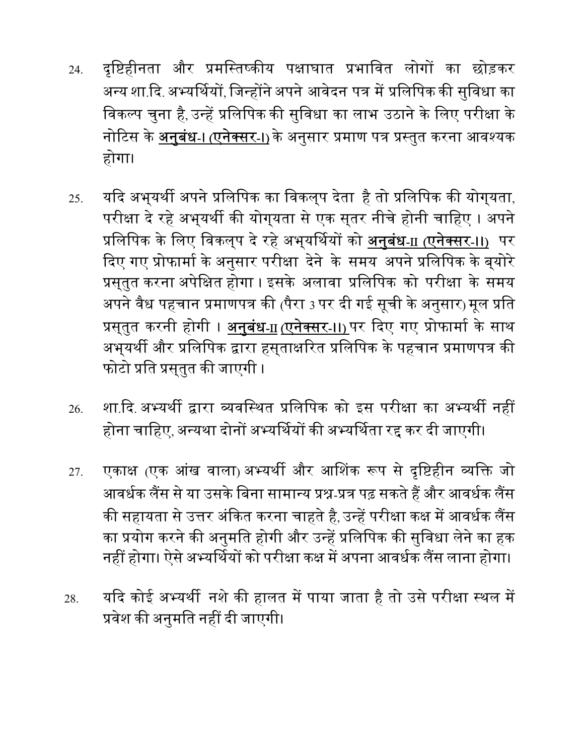24. दृष्टिहीनता और प्रमस्तिष्कीय पक्षाघात प्रभावित लोगों का छोड़कर अन्य शा.दि. अभ्यर्थियों, जिन्होंने अपने आवेदन पत्र में प्रलिपिक की सुविधा का विकल्प चुना है, उन्हें प्रलिपिक की सुविधा का लाभ उठाने के लिए परीक्षा के नोटिस के **अनुबंध-I (एनेक्सर-I)** के अनुसार प्रमाण पत्र प्रस्तुत करना आवश्यक होगा।

25. यदि अभ्यर्थी अपने प्रलिपिक का विकल्प देता है तो प्रलिपिक की योग्यता, परीक्षा दे रहे अभ्यर्थी की योग्यता से एक स्तर नीचे होनी चाहिए । अपने प्रलिपिक के लिए विकल्प दे रहे अभ्यर्थियों को **अनुबंध-II (एनेक्सर-II)** पर दिए गए प्रोफार्मा के अनुसार परीक्षा देने के समय अपने प्रलिपिक के ब्योरे प्रस्तुत करना अपेक्षित होगा । इसके अलावा प्रलिपिक को परीक्षा के समय अपने वैध पहचान प्रमाणपत्र की (पैरा 3 पर दी गई सूची के अनुसार) मूल प्रति प्रस्तुत करनी होगी । **अनुबंध-II (एनेक्सर-II)** पर दिए गए प्रोफार्मा के साथ अभ्यर्थी और प्रलिपिक द्वारा हस्ताक्षरित प्रलिपिक के पहचान प्रमाणपत्र की फोटो प्रति प्रस्तुत की जाएगी ।

26. शा.दि. अभ्यर्थी द्वारा व्यवस्थित प्रलिपिक को इस परीक्षा का अभ्यर्थी नहीं होना चाहिए, अन्यथा दोनों अभ्यर्थियों की अभ्यर्थिता रद्द कर दी जाएगी।

27. एकाक्ष (एक आंख वाला) अभ्यर्थी और आशिंक रूप से दृष्टिहीन व्यक्ति जो आवर्धक लैंस से या उसके बिना सामान्य प्रश्न-प्रत्र पढ़ सकते हैं और आवर्धक लैंस की सहायता से उत्तर अंकित करना चाहते है, उन्हें परीक्षा कक्ष में आवर्धक लैंस का प्रयोग करने की अनुमति होगी और उन्हें प्रलिपिक की सुविधा लेने का हक नहीं होगा। ऐसे अभ्यर्थियों को परीक्षा कक्ष में अपना आवर्धक लैंस लाना होगा।

28. यदि कोई अभ्यर्थी नशे की हालत में पाया जाता है तो उसे परीक्षा स्थल में प्रवेश की अनुमति नहीं दी जाएगी।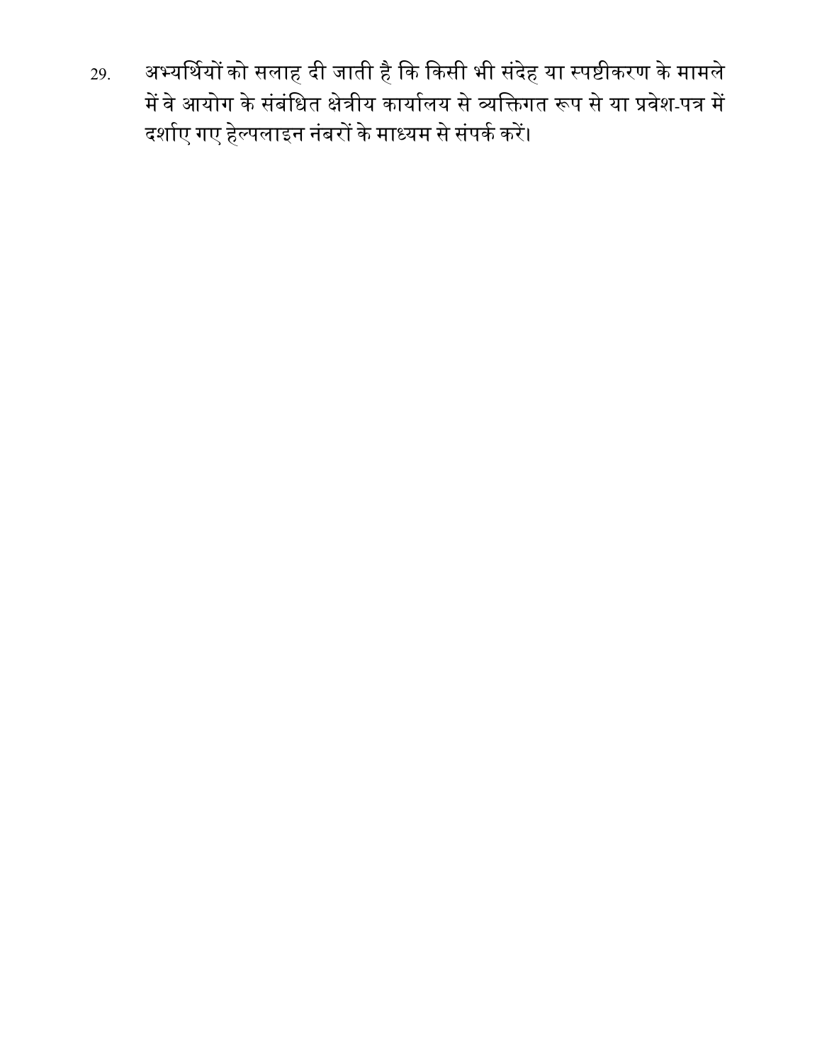29. अभ्यर्थियों को सलाह दी जाती है कि किसी भी संदेह या स्पष्टीकरण के मामले में वे आयोग के संबंधित क्षेत्रीय कार्यालय से व्यक्तिगत रूप से या प्रवेश-पत्र में दर्शाए गए हेल्पलाइन नंबरों के माध्यम से संपर्क करें।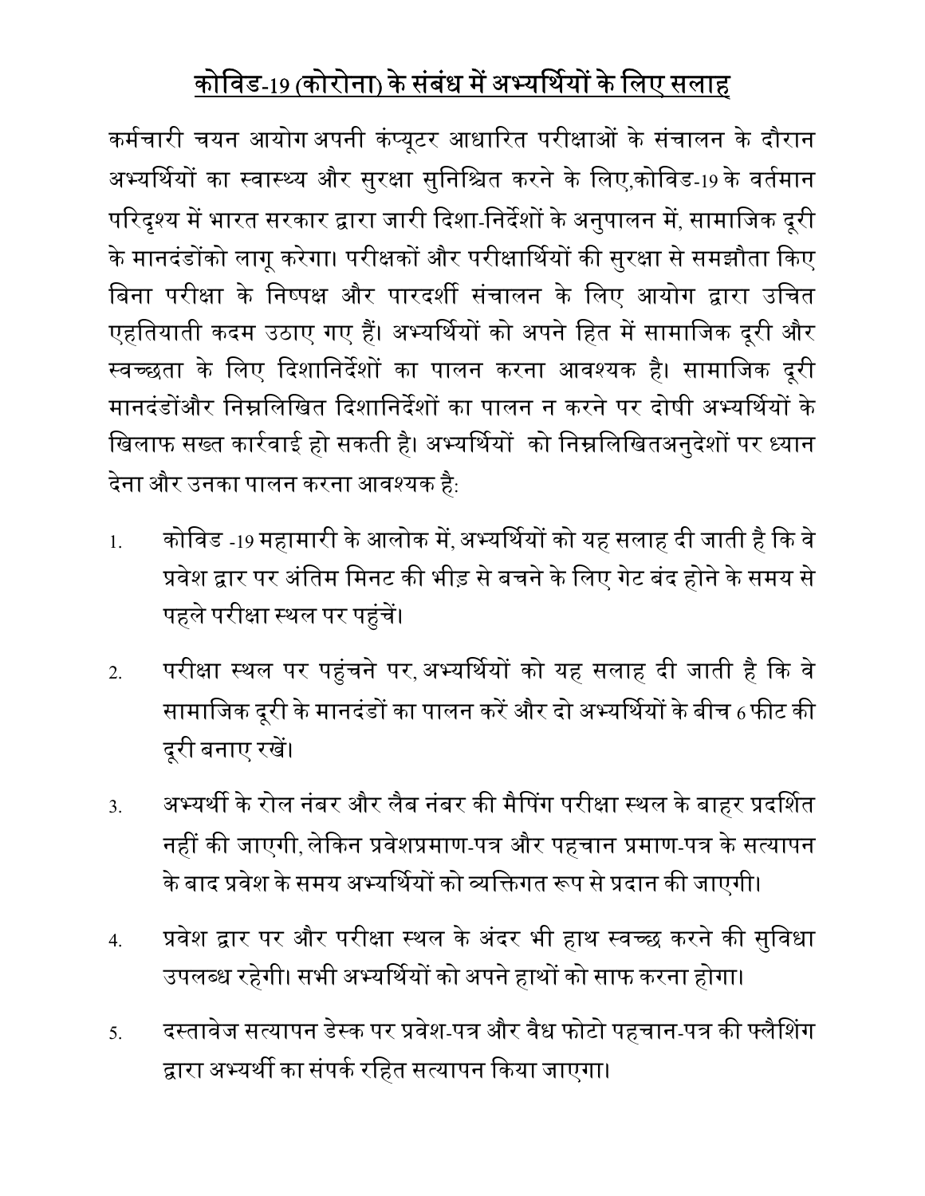# कोविड-19 (कोरोना) के संबंध में अभ्यर्थियों के लिए सलाह

कर्मचारी चयन आयोग अपनी कंप्यूटर आधारित परीक्षाओं के संचालन के दौरान अभ्यर्थियों का स्वास्थ्य और सुरक्षा सुनिश्चित करने के लिए,कोविड-19 के वर्तमान परिदृश्य में भारत सरकार द्वारा जारी दिशा-निर्देशों के अनुपालन में, सामाजिक दूरी के मानदंडोंको लागू करेगा। परीक्षकों और परीक्षार्थियों की सुरक्षा से समझौता किए बिना परीक्षा के निष्पक्ष और पारदर्शी संचालन के लिए आयोग द्वारा उचित एहतियाती कदम उठाए गए हैं। अभ्यर्थियों को अपने हित में सामाजिक दूरी और स्वच्छता के लिए दिशानिर्देशों का पालन करना आवश्यक है। सामाजिक दूरी मानदंडोंऔर निम्नलिखित दिशानिर्देशों का पालन न करने पर दोषी अभ्यर्थियों के खिलाफ सख्त कार्रवाई हो सकती है। अभ्यर्थियों को निम्नलिखितअनुदेशों पर ध्यान देना और उनका पालन करना आवश्यक है:

1. कोविड -19 महामारी के आलोक में, अभ्यर्थियों को यह सलाह दी जाती है कि वे प्रवेश द्वार पर अंतिम मिनट की भीड़ से बचने के लिए गेट बंद होने के समय से पहले परीक्षा स्थल पर पहुंचें।

2. परीक्षा स्थल पर पहुंचने पर, अभ्यर्थियों को यह सलाह दी जाती है कि वे सामाजिक दूरी के मानदंडों का पालन करें और दो अभ्यर्थियों के बीच 6 फीट की दूरी बनाए रखें।

3. अभ्यर्थी के रोल नंबर और लैब नंबर की मैपिंग परीक्षा स्थल के बाहर प्रदर्शित नहीं की जाएगी, लेकिन प्रवेशप्रमाण-पत्र और पहचान प्रमाण-पत्र के सत्यापन के बाद प्रवेश के समय अभ्यर्थियों को व्यक्तिगत रूप से प्रदान की जाएगी।

4. प्रवेश द्वार पर और परीक्षा स्थल के अंदर भी हाथ स्वच्छ करने की सुविधा उपलब्ध रहेगी। सभी अभ्यर्थियों को अपने हाथों को साफ करना होगा।

5. दस्तावेज सत्यापन डेस्क पर प्रवेश-पत्र और वैध फोटो पहचान-पत्र की फ्लैशिंग द्वारा अभ्यर्थी का संपर्क रहित सत्यापन किया जाएगा।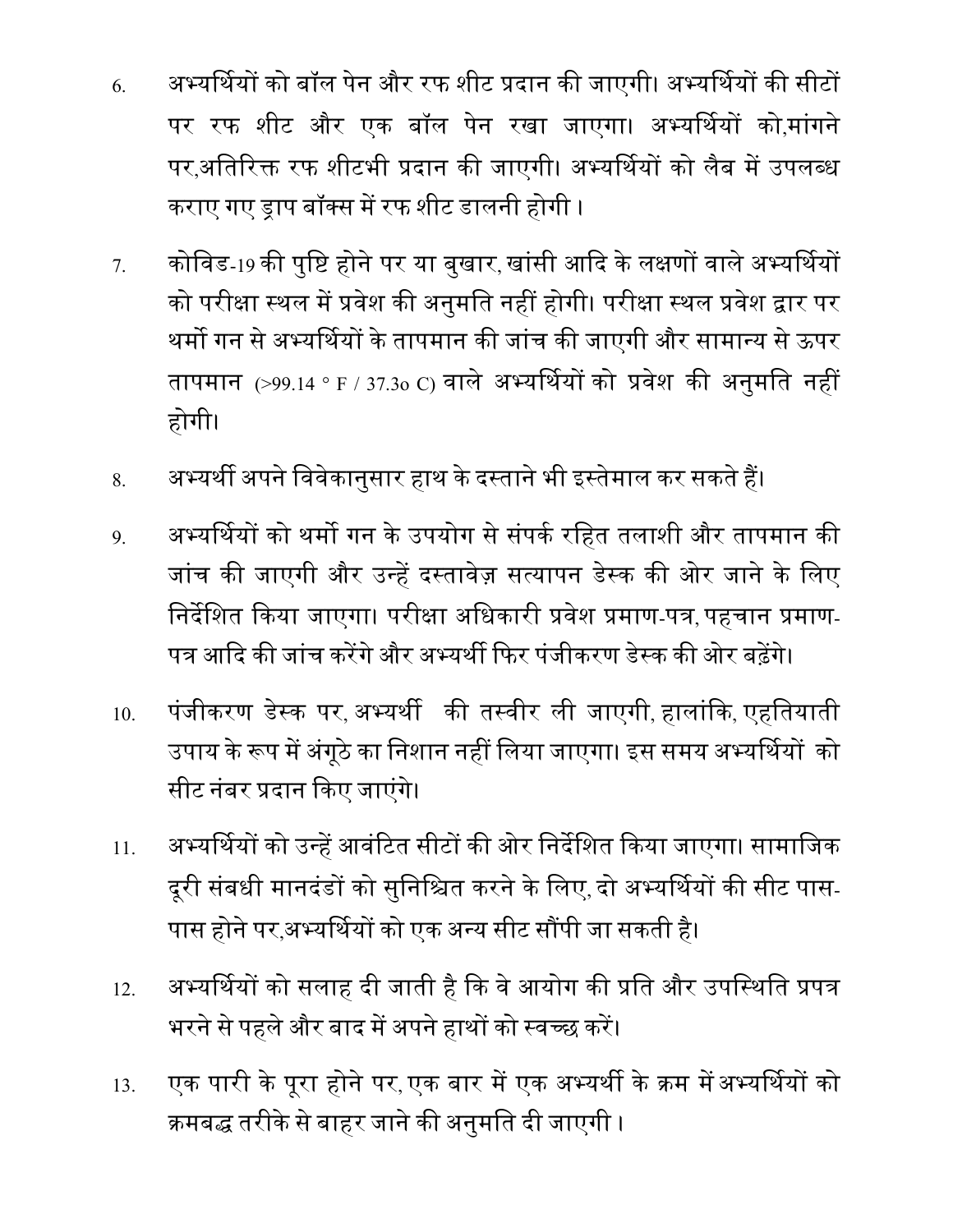6. अभ्यर्थियों को बॉल पेन और रफ शीट प्रदान की जाएगी। अभ्यर्थियों की सीटों पर रफ शीट और एक बॉल पेन रखा जाएगा। अभ्यर्थियों को,मांगने पर,अतिरिक्त रफ शीटभी प्रदान की जाएगी। अभ्यर्थियों को लैब में उपलब्ध कराए गए ड्राप बॉक्स में रफ शीट डालनी होगी ।

7. कोविड-19 की पुष्टि होने पर या बुखार, खांसी आदि के लक्षणों वाले अभ्यर्थियों को परीक्षा स्थल में प्रवेश की अनुमति नहीं होगी। परीक्षा स्थल प्रवेश द्वार पर थर्मो गन से अभ्यर्थियों के तापमान की जांच की जाएगी और सामान्य से ऊपर तापमान (>99.14 ° F / 37.3o C) वाले अभ्यर्थियों को प्रवेश की अनुमति नहीं होगी।

8. अभ्यर्थी अपने विवेकानुसार हाथ के दस्ताने भी इस्तेमाल कर सकते हैं।

9. अभ्यर्थियों को थर्मो गन के उपयोग से संपर्क रहित तलाशी और तापमान की जांच की जाएगी और उन्हें दस्तावेज़ सत्यापन डेस्क की ओर जाने के लिए निर्देशित किया जाएगा। परीक्षा अधिकारी प्रवेश प्रमाण-पत्र, पहचान प्रमाण-पत्र आदि की जांच करेंगे और अभ्यर्थी फिर पंजीकरण डेस्क की ओर बढ़ेंगे।

10. पंजीकरण डेस्क पर, अभ्यर्थी की तस्वीर ली जाएगी, हालांकि, एहतियाती उपाय के रूप में अंगूठे का निशान नहीं लिया जाएगा। इस समय अभ्यर्थियों को सीट नंबर प्रदान किए जाएंगे।

11. अभ्यर्थियों को उन्हें आवंटित सीटों की ओर निर्देशित किया जाएगा। सामाजिक दूरी संबधी मानदंडों को सुनिश्चित करने के लिए, दो अभ्यर्थियों की सीट पास-पास होने पर,अभ्यर्थियों को एक अन्य सीट सौंपी जा सकती है।

12. अभ्यर्थियों को सलाह दी जाती है कि वे आयोग की प्रति और उपस्थिति प्रपत्र भरने से पहले और बाद में अपने हाथों को स्वच्छ करें।

13. एक पारी के पूरा होने पर, एक बार में एक अभ्यर्थी के क्रम में अभ्यर्थियों को क्रमबद्ध तरीके से बाहर जाने की अनुमति दी जाएगी ।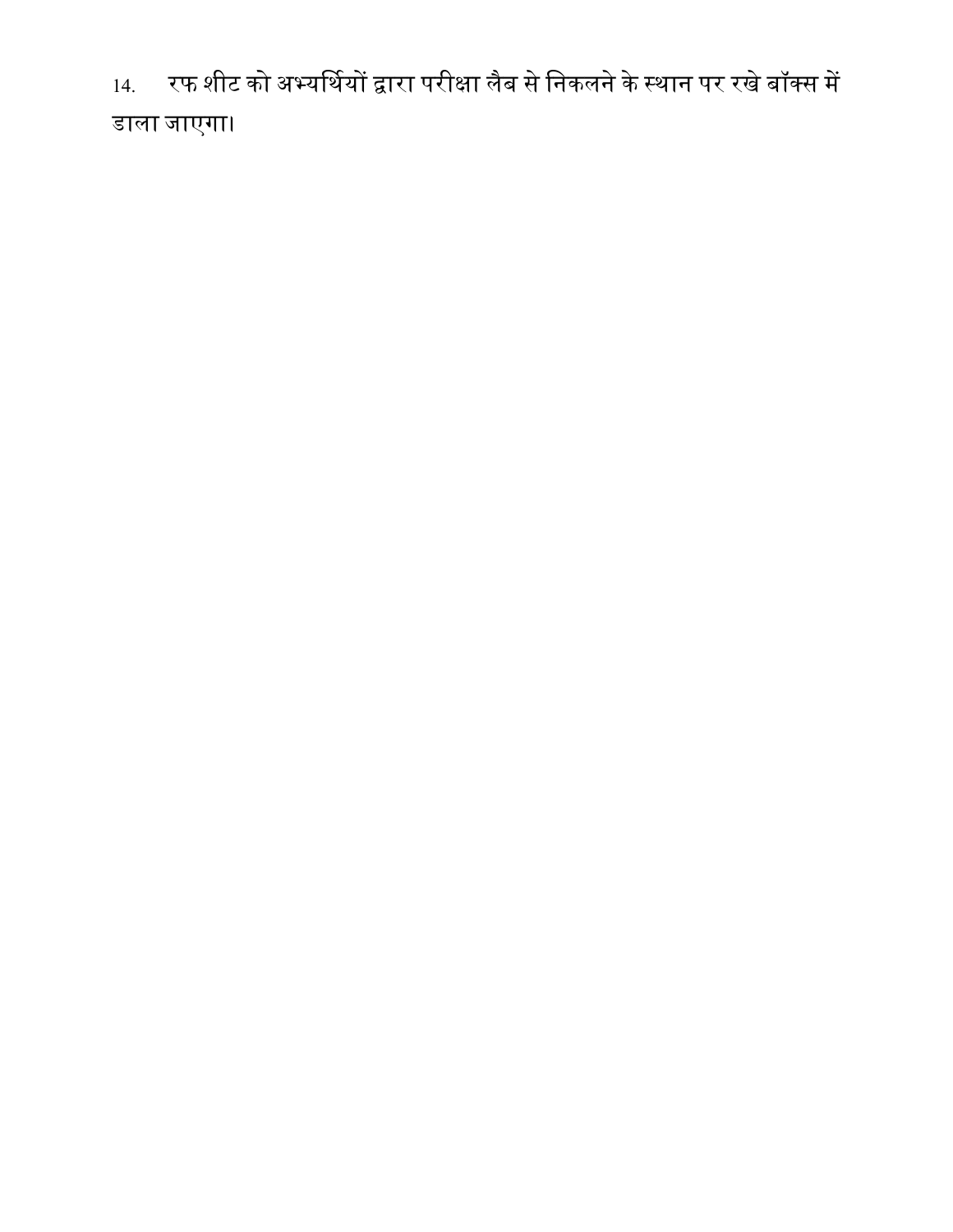14. रफ शीट को अभ्यर्थियों द्वारा परीक्षा लैब से निकलने के स्थान पर रखे बॉक्स में डाला जाएगा।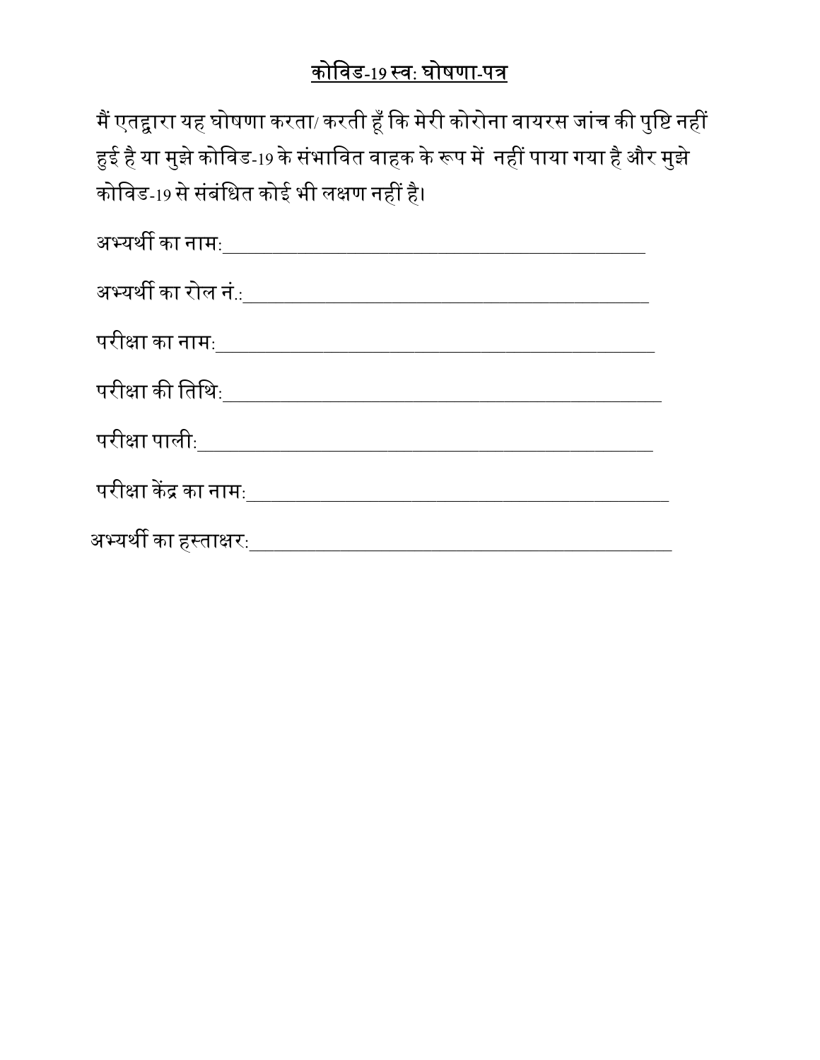# कोविड-19 स्व: घोषणा-पत्र

मैं एतद्द्वारा यह घोषणा करता/ करती हूँ कि मेरी कोरोना वायरस जांच की पुष्टि नहीं हुई है या मुझे कोविड-19 के संभावित वाहक के रूप में नहीं पाया गया है और मुझे कोविड-19 से संबंधित कोई भी लक्षण नहीं है।

अभ्यर्थी का नाम:_______________________________________________

अभ्यर्थी का रोल नं.:_______________________________________________

परीक्षा का नाम:_______________________________________________

परीक्षा की तिथि:_______________________________________________

परीक्षा पाली:_______________________________________________

परीक्षा केंद्र का नाम:_______________________________________________

अभ्यर्थी का हस्ताक्षर:_______________________________________________